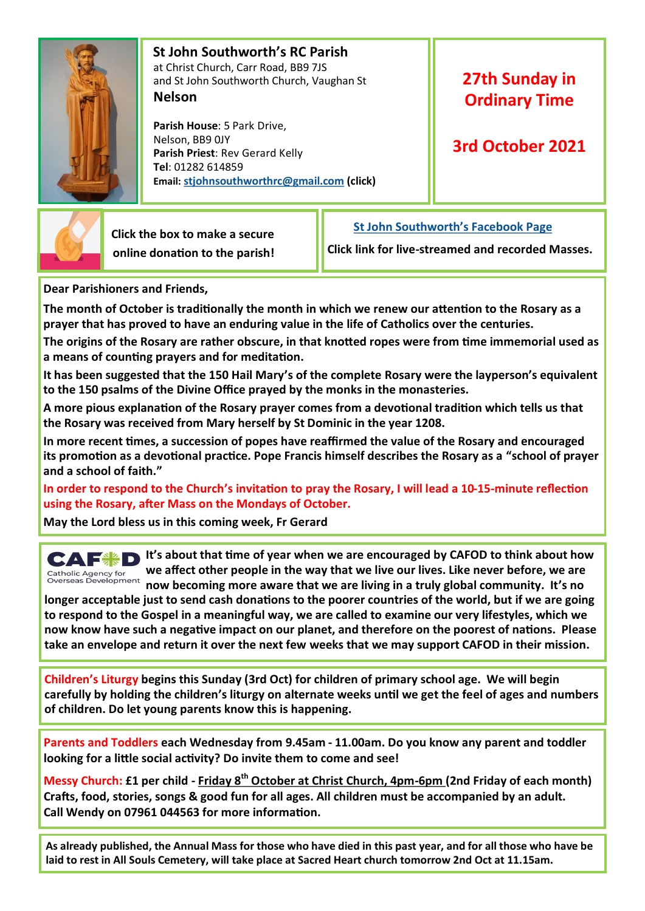## St John Southworth's RC Parish

at Christ Church, Carr Road, BB9 7JS
and St John Southworth Church, Vaughan St

**Nelson**

**Parish House**: 5 Park Drive,
Nelson, BB9 0JY
**Parish Priest**: Rev Gerard Kelly
**Tel**: 01282 614859
**Email:** stjohnsouthworthrc@gmail.com **(click)**

# 27th Sunday in Ordinary Time

# 3rd October 2021

**Click the box to make a secure online donation to the parish!**

**St John Southworth's Facebook Page**

**Click link for live-streamed and recorded Masses.**

**Dear Parishioners and Friends,**

**The month of October is traditionally the month in which we renew our attention to the Rosary as a prayer that has proved to have an enduring value in the life of Catholics over the centuries.**

**The origins of the Rosary are rather obscure, in that knotted ropes were from time immemorial used as a means of counting prayers and for meditation.**

**It has been suggested that the 150 Hail Mary's of the complete Rosary were the layperson's equivalent to the 150 psalms of the Divine Office prayed by the monks in the monasteries.**

**A more pious explanation of the Rosary prayer comes from a devotional tradition which tells us that the Rosary was received from Mary herself by St Dominic in the year 1208.**

**In more recent times, a succession of popes have reaffirmed the value of the Rosary and encouraged its promotion as a devotional practice. Pope Francis himself describes the Rosary as a "school of prayer and a school of faith."**

**In order to respond to the Church's invitation to pray the Rosary, I will lead a 10-15-minute reflection using the Rosary, after Mass on the Mondays of October.**

**May the Lord bless us in this coming week, Fr Gerard**

**CAFOD** – Catholic Agency for Overseas Development

**It's about that time of year when we are encouraged by CAFOD to think about how we affect other people in the way that we live our lives. Like never before, we are now becoming more aware that we are living in a truly global community. It's no longer acceptable just to send cash donations to the poorer countries of the world, but if we are going to respond to the Gospel in a meaningful way, we are called to examine our very lifestyles, which we now know have such a negative impact on our planet, and therefore on the poorest of nations. Please take an envelope and return it over the next few weeks that we may support CAFOD in their mission.**

**Children's Liturgy begins this Sunday (3rd Oct) for children of primary school age. We will begin carefully by holding the children's liturgy on alternate weeks until we get the feel of ages and numbers of children. Do let young parents know this is happening.**

**Parents and Toddlers each Wednesday from 9.45am - 11.00am. Do you know any parent and toddler looking for a little social activity? Do invite them to come and see!**

**Messy Church: £1 per child - Friday 8th October at Christ Church, 4pm-6pm (2nd Friday of each month) Crafts, food, stories, songs & good fun for all ages. All children must be accompanied by an adult. Call Wendy on 07961 044563 for more information.**

**As already published, the Annual Mass for those who have died in this past year, and for all those who have be laid to rest in All Souls Cemetery, will take place at Sacred Heart church tomorrow 2nd Oct at 11.15am.**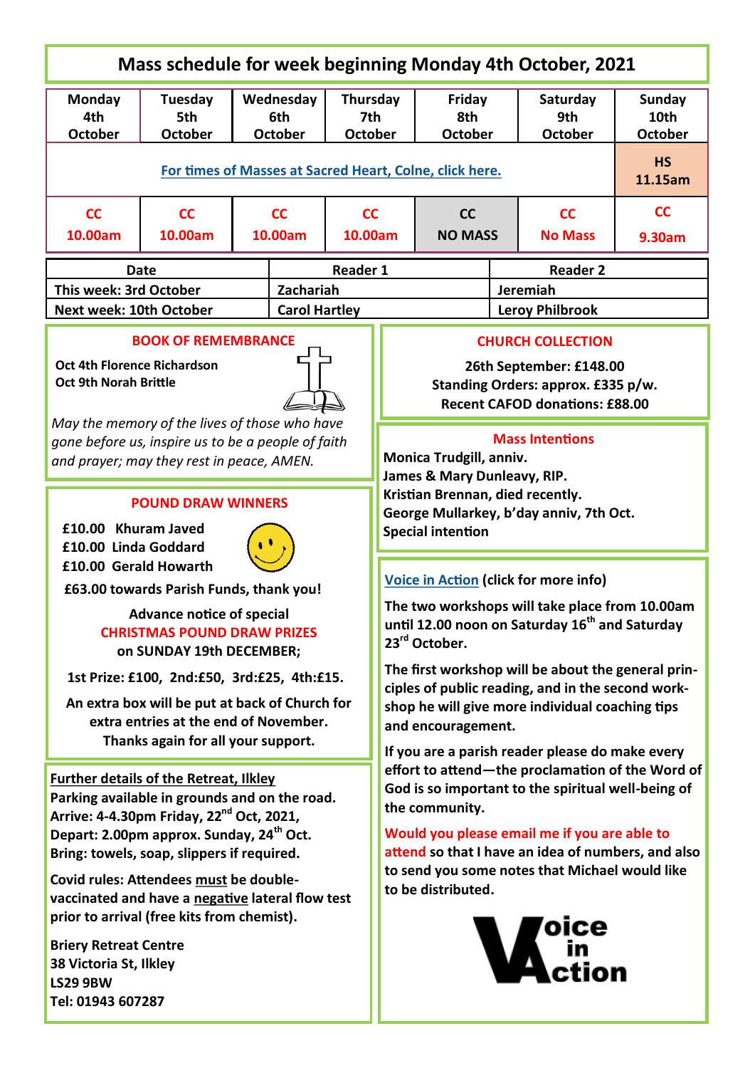## Mass schedule for week beginning Monday 4th October, 2021

| Monday 4th October | Tuesday 5th October | Wednesday 6th October | Thursday 7th October | Friday 8th October | Saturday 9th October | Sunday 10th October |
|---|---|---|---|---|---|---|
| For times of Masses at Sacred Heart, Colne, click here. | | | | | | HS 11.15am |
| CC 10.00am | CC 10.00am | CC 10.00am | CC 10.00am | CC NO MASS | CC No Mass | CC 9.30am |

| Date | Reader 1 | Reader 2 |
|---|---|---|
| This week: 3rd October | Zachariah | Jeremiah |
| Next week: 10th October | Carol Hartley | Leroy Philbrook |

### BOOK OF REMEMBRANCE

**Oct 4th Florence Richardson**
**Oct 9th Norah Brittle**

*May the memory of the lives of those who have gone before us, inspire us to be a people of faith and prayer; may they rest in peace, AMEN.*

### POUND DRAW WINNERS

**£10.00 Khuram Javed**
**£10.00 Linda Goddard**
**£10.00 Gerald Howarth**

**£63.00 towards Parish Funds, thank you!**

**Advance notice of special CHRISTMAS POUND DRAW PRIZES on SUNDAY 19th DECEMBER;**

**1st Prize: £100, 2nd:£50, 3rd:£25, 4th:£15.**

**An extra box will be put at back of Church for extra entries at the end of November. Thanks again for all your support.**

### Further details of the Retreat, Ilkley

**Parking available in grounds and on the road.**
**Arrive: 4-4.30pm Friday, 22nd Oct, 2021,**
**Depart: 2.00pm approx. Sunday, 24th Oct.**
**Bring: towels, soap, slippers if required.**

**Covid rules: Attendees must be double-vaccinated and have a negative lateral flow test prior to arrival (free kits from chemist).**

**Briery Retreat Centre**
**38 Victoria St, Ilkley**
**LS29 9BW**
**Tel: 01943 607287**

### CHURCH COLLECTION

**26th September: £148.00**
**Standing Orders: approx. £335 p/w.**
**Recent CAFOD donations: £88.00**

### Mass Intentions

**Monica Trudgill, anniv.**
**James & Mary Dunleavy, RIP.**
**Kristian Brennan, died recently.**
**George Mullarkey, b'day anniv, 7th Oct.**
**Special intention**

### Voice in Action (click for more info)

**The two workshops will take place from 10.00am until 12.00 noon on Saturday 16th and Saturday 23rd October.**

**The first workshop will be about the general principles of public reading, and in the second workshop he will give more individual coaching tips and encouragement.**

**If you are a parish reader please do make every effort to attend—the proclamation of the Word of God is so important to the spiritual well-being of the community.**

**Would you please email me if you are able to attend so that I have an idea of numbers, and also to send you some notes that Michael would like to be distributed.**

Voice in Action